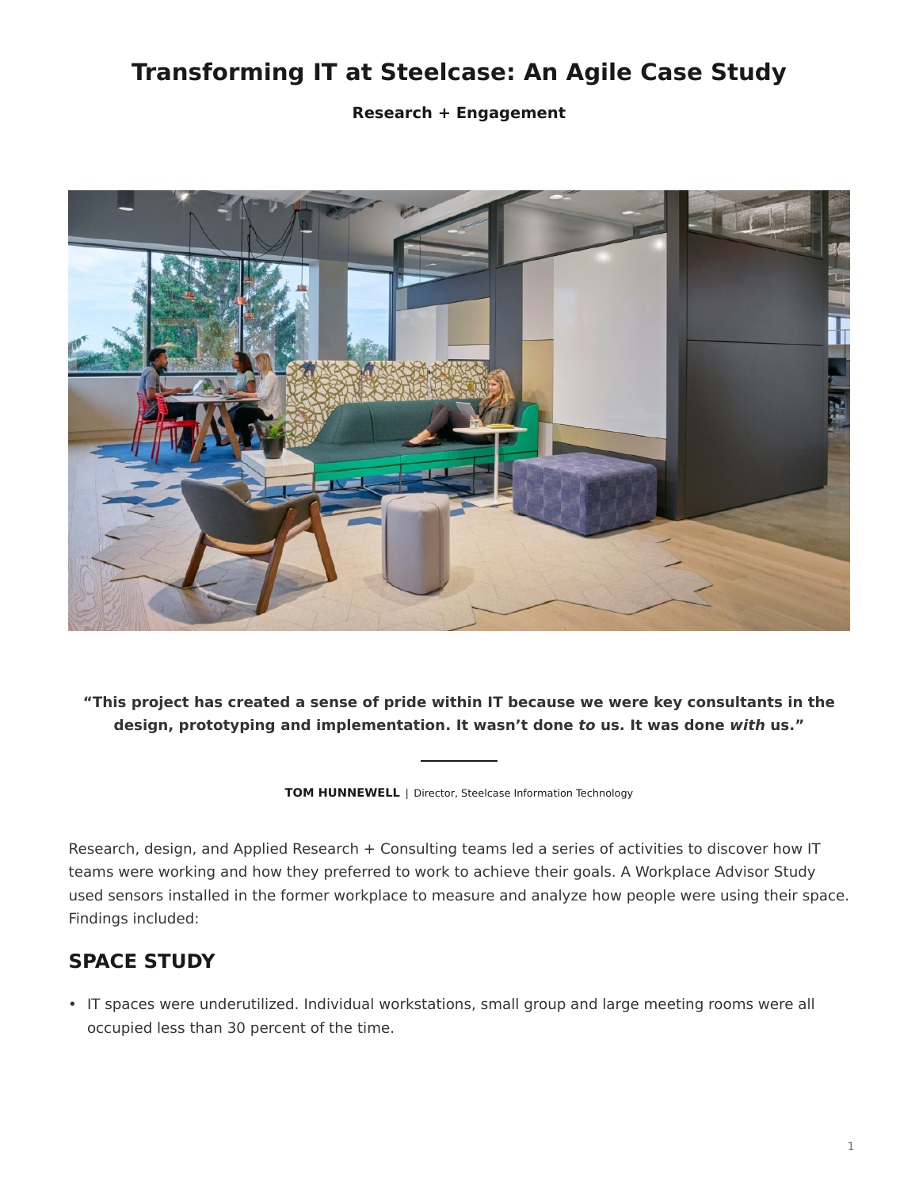# Transforming IT at Steelcase: An Agile Case Study

**Research + Engagement**

**“This project has created a sense of pride within IT because we were key consultants in the design, prototyping and implementation. It wasn’t done *to* us. It was done *with* us.”**

**TOM HUNNEWELL** | Director, Steelcase Information Technology

Research, design, and Applied Research + Consulting teams led a series of activities to discover how IT teams were working and how they preferred to work to achieve their goals. A Workplace Advisor Study used sensors installed in the former workplace to measure and analyze how people were using their space. Findings included:

## SPACE STUDY

- IT spaces were underutilized. Individual workstations, small group and large meeting rooms were all occupied less than 30 percent of the time.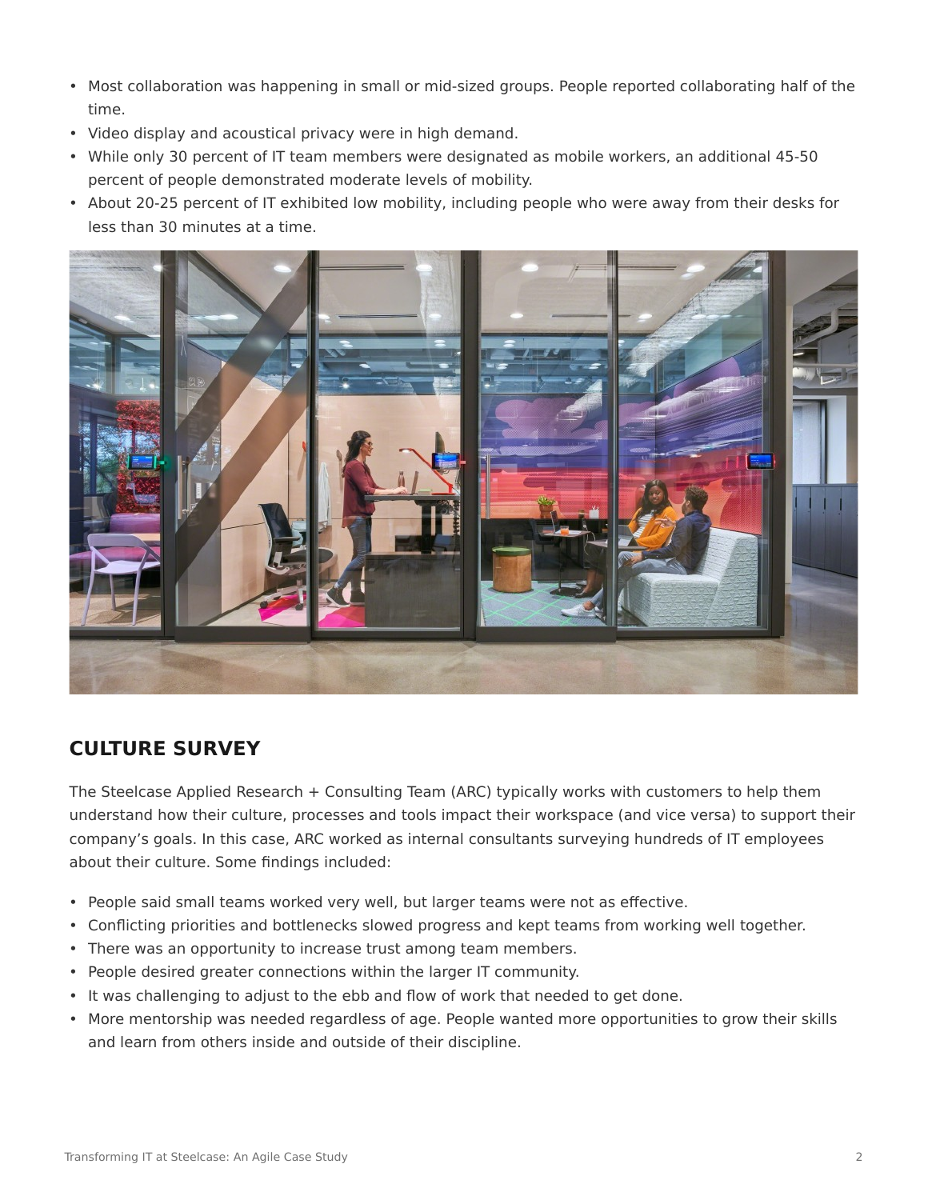- Most collaboration was happening in small or mid-sized groups. People reported collaborating half of the time.
- Video display and acoustical privacy were in high demand.
- While only 30 percent of IT team members were designated as mobile workers, an additional 45-50 percent of people demonstrated moderate levels of mobility.
- About 20-25 percent of IT exhibited low mobility, including people who were away from their desks for less than 30 minutes at a time.

## CULTURE SURVEY

The Steelcase Applied Research + Consulting Team (ARC) typically works with customers to help them understand how their culture, processes and tools impact their workspace (and vice versa) to support their company's goals. In this case, ARC worked as internal consultants surveying hundreds of IT employees about their culture. Some findings included:

- People said small teams worked very well, but larger teams were not as effective.
- Conflicting priorities and bottlenecks slowed progress and kept teams from working well together.
- There was an opportunity to increase trust among team members.
- People desired greater connections within the larger IT community.
- It was challenging to adjust to the ebb and flow of work that needed to get done.
- More mentorship was needed regardless of age. People wanted more opportunities to grow their skills and learn from others inside and outside of their discipline.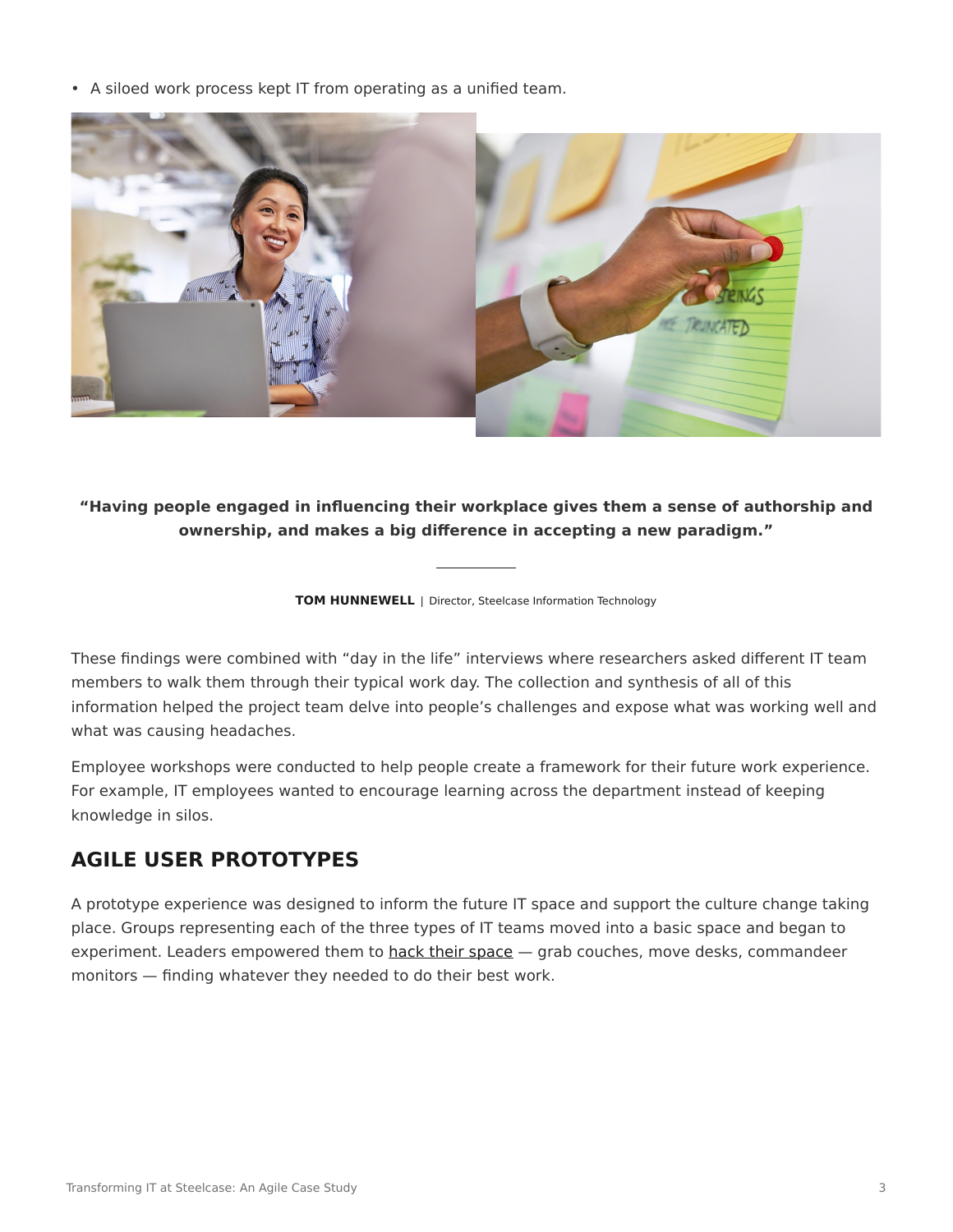- A siloed work process kept IT from operating as a unified team.

**"Having people engaged in influencing their workplace gives them a sense of authorship and ownership, and makes a big difference in accepting a new paradigm."**

**TOM HUNNEWELL** | Director, Steelcase Information Technology

These findings were combined with "day in the life" interviews where researchers asked different IT team members to walk them through their typical work day. The collection and synthesis of all of this information helped the project team delve into people's challenges and expose what was working well and what was causing headaches.

Employee workshops were conducted to help people create a framework for their future work experience. For example, IT employees wanted to encourage learning across the department instead of keeping knowledge in silos.

## AGILE USER PROTOTYPES

A prototype experience was designed to inform the future IT space and support the culture change taking place. Groups representing each of the three types of IT teams moved into a basic space and began to experiment. Leaders empowered them to hack their space — grab couches, move desks, commandeer monitors — finding whatever they needed to do their best work.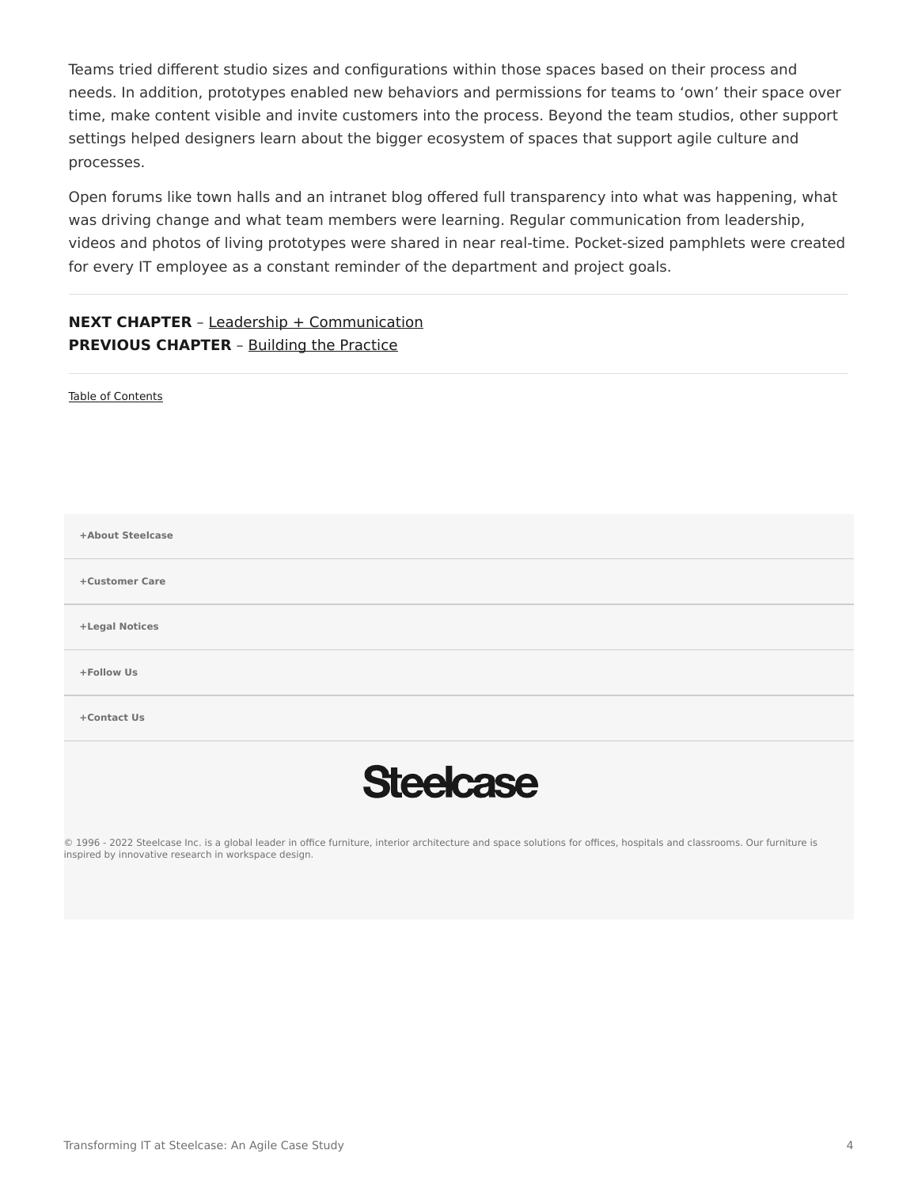Teams tried different studio sizes and configurations within those spaces based on their process and needs. In addition, prototypes enabled new behaviors and permissions for teams to ‘own’ their space over time, make content visible and invite customers into the process. Beyond the team studios, other support settings helped designers learn about the bigger ecosystem of spaces that support agile culture and processes.

Open forums like town halls and an intranet blog offered full transparency into what was happening, what was driving change and what team members were learning. Regular communication from leadership, videos and photos of living prototypes were shared in near real-time. Pocket-sized pamphlets were created for every IT employee as a constant reminder of the department and project goals.

---

**NEXT CHAPTER** – Leadership + Communication
**PREVIOUS CHAPTER** – Building the Practice

---

Table of Contents

+About Steelcase

+Customer Care

+Legal Notices

+Follow Us

+Contact Us

Steelcase

© 1996 - 2022 Steelcase Inc. is a global leader in office furniture, interior architecture and space solutions for offices, hospitals and classrooms. Our furniture is inspired by innovative research in workspace design.